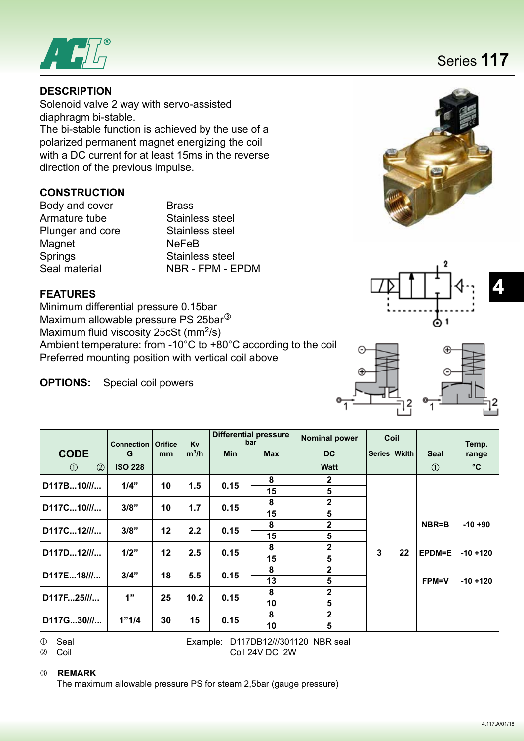# Series 117

## DESCRIPTION

Solenoid valve 2 way with servo-assisted diaphragm bi-stable.
The bi-stable function is achieved by the use of a polarized permanent magnet energizing the coil with a DC current for at least 15ms in the reverse direction of the previous impulse.

## CONSTRUCTION

| | |
|---|---|
| Body and cover | Brass |
| Armature tube | Stainless steel |
| Plunger and core | Stainless steel |
| Magnet | NeFeB |
| Springs | Stainless steel |
| Seal material | NBR - FPM - EPDM |

## FEATURES

Minimum differential pressure 0.15bar
Maximum allowable pressure PS 25bar[3]
Maximum fluid viscosity 25cSt ($mm^2/s$)
Ambient temperature: from -10°C to +80°C according to the coil
Preferred mounting position with vertical coil above

**OPTIONS:** Special coil powers

| CODE ① ② | Connection G ISO 228 | Orifice mm | Kv $m^3/h$ | Differential pressure bar Min | Differential pressure bar Max | Nominal power DC Watt | Coil Series | Coil Width | Seal ① | Temp. range °C |
|---|---|---|---|---|---|---|---|---|---|---|
| D117B...10///... | 1/4" | 10 | 1.5 | 0.15 | 8 | 2 | 3 | 22 | NBR=B | -10 +90 |
| | | | | | 15 | 5 | | | EPDM=E | -10 +120 |
| D117C...10///... | 3/8" | 10 | 1.7 | 0.15 | 8 | 2 | | | FPM=V | -10 +120 |
| | | | | | 15 | 5 | | | | |
| D117C...12///... | 3/8" | 12 | 2.2 | 0.15 | 8 | 2 | | | | |
| | | | | | 15 | 5 | | | | |
| D117D...12///... | 1/2" | 12 | 2.5 | 0.15 | 8 | 2 | | | | |
| | | | | | 15 | 5 | | | | |
| D117E...18///... | 3/4" | 18 | 5.5 | 0.15 | 8 | 2 | | | | |
| | | | | | 13 | 5 | | | | |
| D117F...25///... | 1" | 25 | 10.2 | 0.15 | 8 | 2 | | | | |
| | | | | | 10 | 5 | | | | |
| D117G...30///... | 1"1/4 | 30 | 15 | 0.15 | 8 | 2 | | | | |
| | | | | | 10 | 5 | | | | |

① Seal
② Coil

Example: D117DB12///301120 NBR seal
Coil 24V DC 2W

③ **REMARK**
The maximum allowable pressure PS for steam 2,5bar (gauge pressure)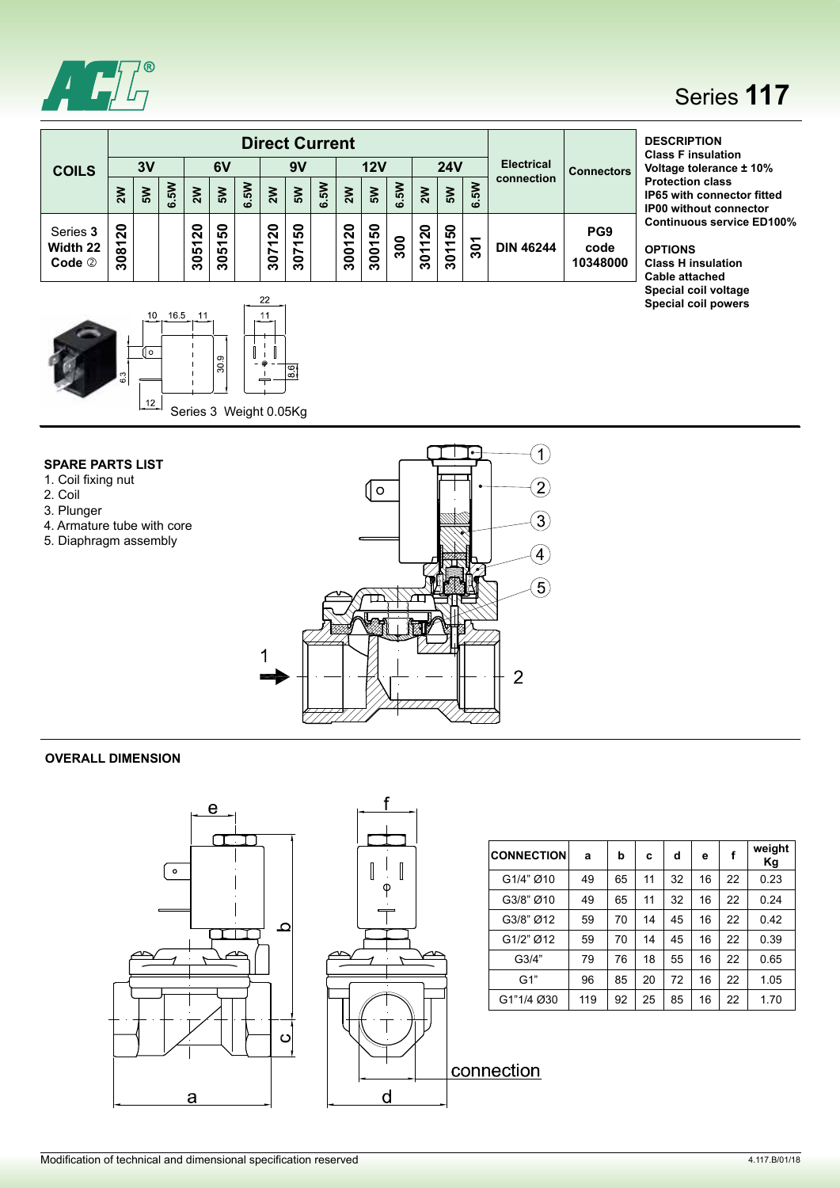# Series 117

| COILS | Direct Current | | | | | | | | | | | | | | | Electrical connection | Connectors |
|---|---|---|---|---|---|---|---|---|---|---|---|---|---|---|---|---|---|
| | 3V | | | 6V | | | 9V | | | 12V | | | 24V | | | | |
| | 2W | 5W | 6.5W | 2W | 5W | 6.5W | 2W | 5W | 6.5W | 2W | 5W | 6.5W | 2W | 5W | 6.5W | | |
| Series **3** Width 22 Code ② | 308120 | | | 305120 | 305150 | | 307120 | 307150 | | 300120 | 300150 | 300 | 301120 | 301150 | 301 | DIN 46244 | PG9 code 10348000 |

**DESCRIPTION**
**Class F insulation**
**Voltage tolerance ± 10%**
**Protection class**
**IP65 with connector fitted**
**IP00 without connector**
**Continuous service ED100%**

**OPTIONS**
**Class H insulation**
**Cable attached**
**Special coil voltage**
**Special coil powers**

Series 3 Weight 0.05Kg

**SPARE PARTS LIST**
1. Coil fixing nut
2. Coil
3. Plunger
4. Armature tube with core
5. Diaphragm assembly

**OVERALL DIMENSION**

| CONNECTION | a | b | c | d | e | f | weight Kg |
|---|---|---|---|---|---|---|---|
| G1/4" Ø10 | 49 | 65 | 11 | 32 | 16 | 22 | 0.23 |
| G3/8" Ø10 | 49 | 65 | 11 | 32 | 16 | 22 | 0.24 |
| G3/8" Ø12 | 59 | 70 | 14 | 45 | 16 | 22 | 0.42 |
| G1/2" Ø12 | 59 | 70 | 14 | 45 | 16 | 22 | 0.39 |
| G3/4" | 79 | 76 | 18 | 55 | 16 | 22 | 0.65 |
| G1" | 96 | 85 | 20 | 72 | 16 | 22 | 1.05 |
| G1"1/4 Ø30 | 119 | 92 | 25 | 85 | 16 | 22 | 1.70 |

Modification of technical and dimensional specification reserved

4.117.B/01/18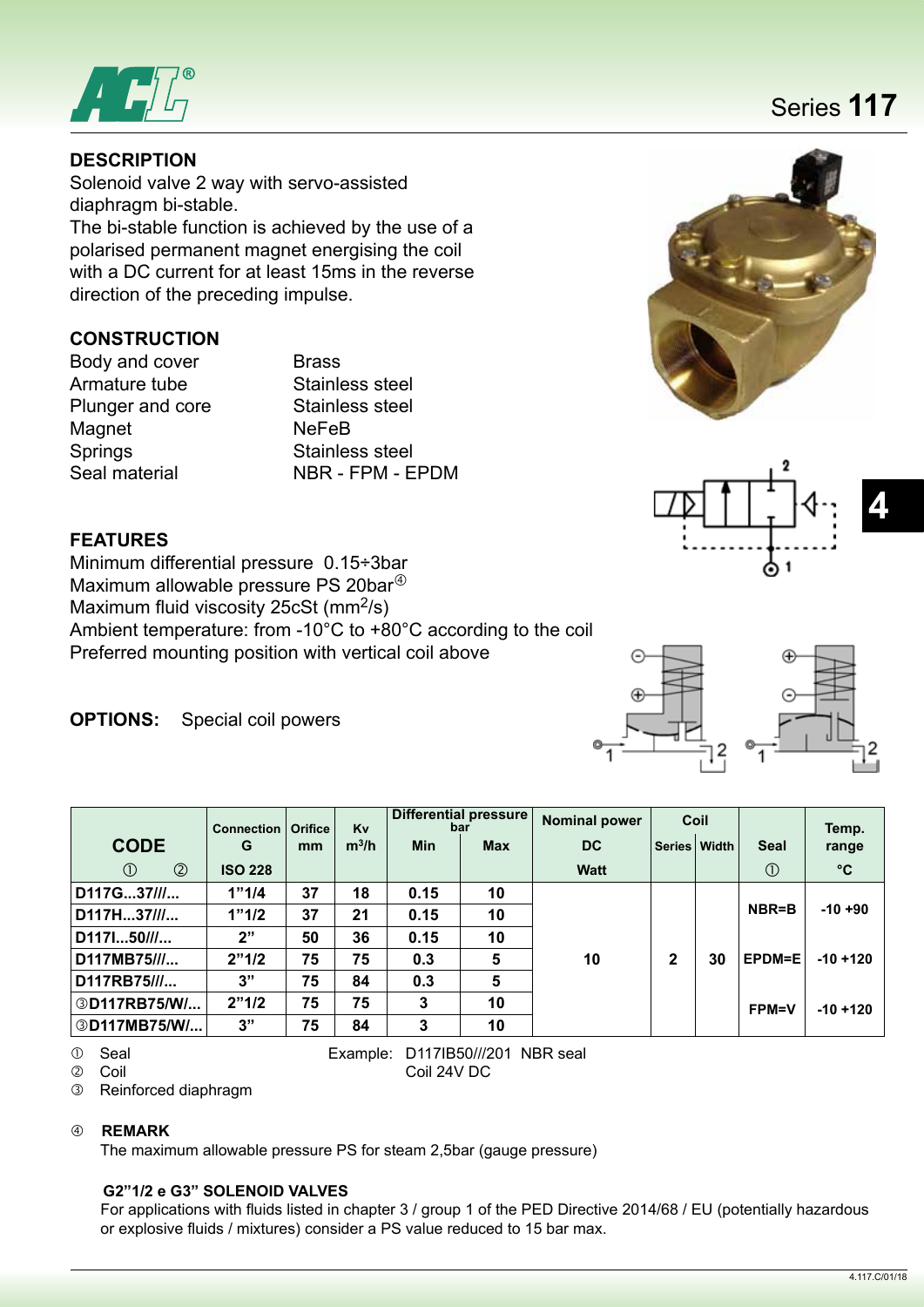Series **117**

## DESCRIPTION

Solenoid valve 2 way with servo-assisted diaphragm bi-stable.
The bi-stable function is achieved by the use of a polarised permanent magnet energising the coil with a DC current for at least 15ms in the reverse direction of the preceding impulse.

## CONSTRUCTION

| | |
|---|---|
| Body and cover | Brass |
| Armature tube | Stainless steel |
| Plunger and core | Stainless steel |
| Magnet | NeFeB |
| Springs | Stainless steel |
| Seal material | NBR - FPM - EPDM |

## FEATURES

Minimum differential pressure 0.15÷3bar
Maximum allowable pressure PS 20bar④
Maximum fluid viscosity 25cSt ($mm^2/s$)
Ambient temperature: from -10°C to +80°C according to the coil
Preferred mounting position with vertical coil above

**OPTIONS:** Special coil powers

| CODE | Connection G | Orifice mm | Kv $m^3/h$ | Differential pressure bar | | Nominal power DC | Coil | | Seal | Temp. range |
|---|---|---|---|---|---|---|---|---|---|---|
| | | | | Min | Max | | Series | Width | | |
| ① ② | ISO 228 | | | | | Watt | | | ① | °C |
| D117G...37///... | 1"1/4 | 37 | 18 | 0.15 | 10 | 10 | 2 | 30 | NBR=B | -10 +90 |
| D117H...37///... | 1"1/2 | 37 | 21 | 0.15 | 10 | | | | | |
| D117I...50///... | 2" | 50 | 36 | 0.15 | 10 | | | | EPDM=E | -10 +120 |
| D117MB75///... | 2"1/2 | 75 | 75 | 0.3 | 5 | | | | | |
| D117RB75///... | 3" | 75 | 84 | 0.3 | 5 | | | | FPM=V | -10 +120 |
| ③D117RB75/W/... | 2"1/2 | 75 | 75 | 3 | 10 | | | | | |
| ③D117MB75/W/... | 3" | 75 | 84 | 3 | 10 | | | | | |

① Seal
② Coil
③ Reinforced diaphragm

Example: D117IB50///201 NBR seal
Coil 24V DC

④ **REMARK**

The maximum allowable pressure PS for steam 2,5bar (gauge pressure)

**G2"1/2 e G3" SOLENOID VALVES**

For applications with fluids listed in chapter 3 / group 1 of the PED Directive 2014/68 / EU (potentially hazardous or explosive fluids / mixtures) consider a PS value reduced to 15 bar max.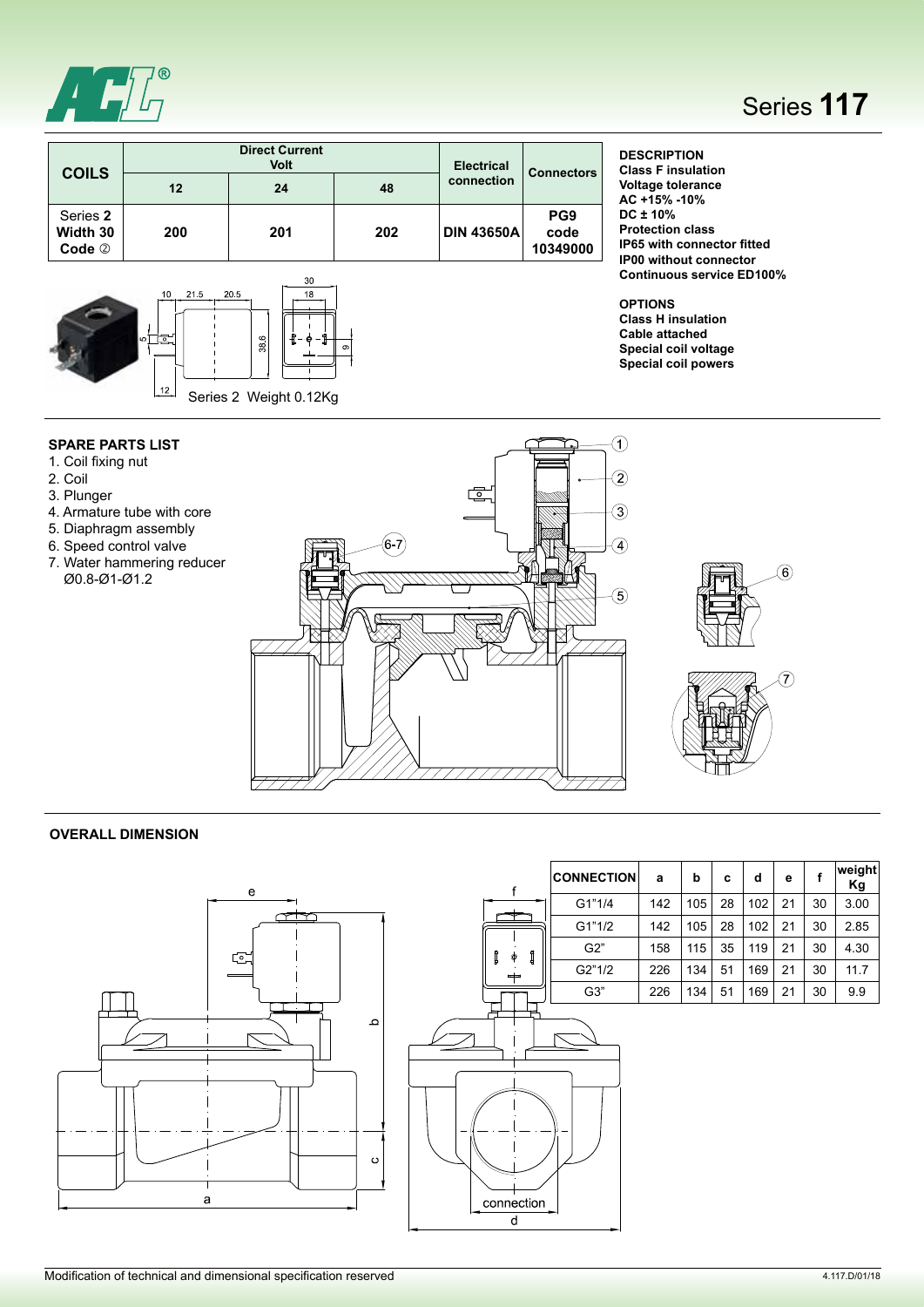# Series **117**

| COILS | Direct Current Volt | | | Electrical connection | Connectors |
|---|---|---|---|---|---|
| | 12 | 24 | 48 | | |
| Series **2** Width 30 Code ② | 200 | 201 | 202 | DIN 43650A | PG9 code 10349000 |

**DESCRIPTION**
**Class F insulation**
**Voltage tolerance**
**AC +15% -10%**
**DC ± 10%**
**Protection class**
**IP65 with connector fitted**
**IP00 without connector**
**Continuous service ED100%**

**OPTIONS**
**Class H insulation**
**Cable attached**
**Special coil voltage**
**Special coil powers**

10 21.5 20.5 30 18 5 38.6 9 12

Series 2 Weight 0.12Kg

**SPARE PARTS LIST**

1. Coil fixing nut
2. Coil
3. Plunger
4. Armature tube with core
5. Diaphragm assembly
6. Speed control valve
7. Water hammering reducer
   Ø0.8-Ø1-Ø1.2

1 2 3 4 5 6-7 6 7

**OVERALL DIMENSION**

e f b c a connection d

| CONNECTION | a | b | c | d | e | f | weight Kg |
|---|---|---|---|---|---|---|---|
| G1"1/4 | 142 | 105 | 28 | 102 | 21 | 30 | 3.00 |
| G1"1/2 | 142 | 105 | 28 | 102 | 21 | 30 | 2.85 |
| G2" | 158 | 115 | 35 | 119 | 21 | 30 | 4.30 |
| G2"1/2 | 226 | 134 | 51 | 169 | 21 | 30 | 11.7 |
| G3" | 226 | 134 | 51 | 169 | 21 | 30 | 9.9 |

Modification of technical and dimensional specification reserved

4.117.D/01/18